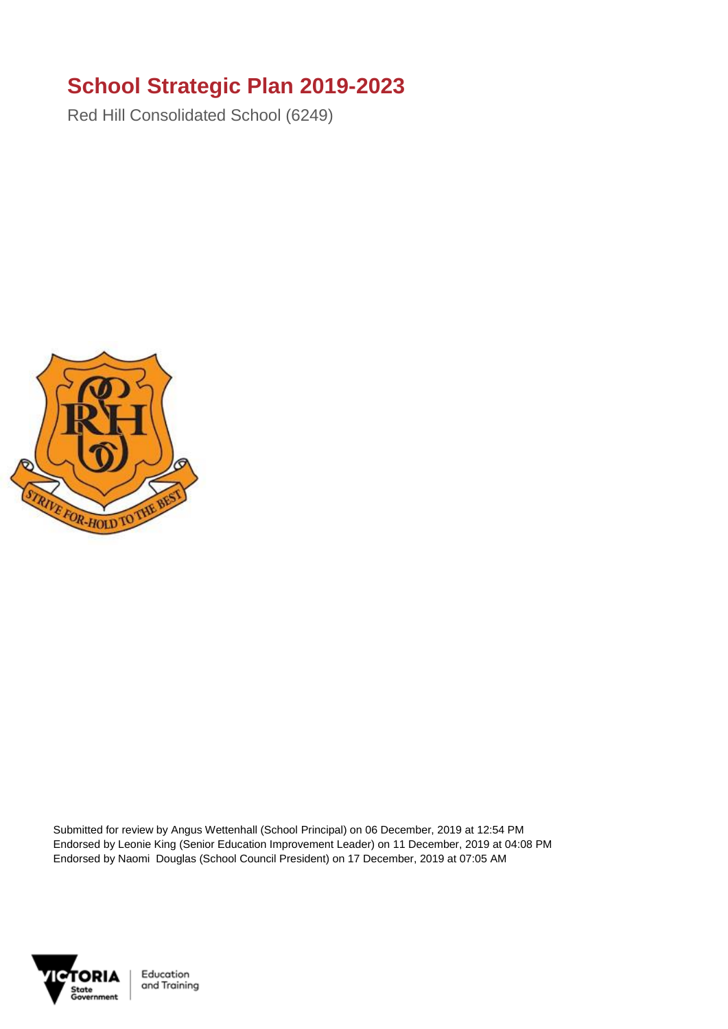# School Strategic Plan 2019-2023

Red Hill Consolidated School (6249)

Submitted for review by Angus Wettenhall (School Principal) on 06 December, 2019 at 12:54 PM
Endorsed by Leonie King (Senior Education Improvement Leader) on 11 December, 2019 at 04:08 PM
Endorsed by Naomi Douglas (School Council President) on 17 December, 2019 at 07:05 AM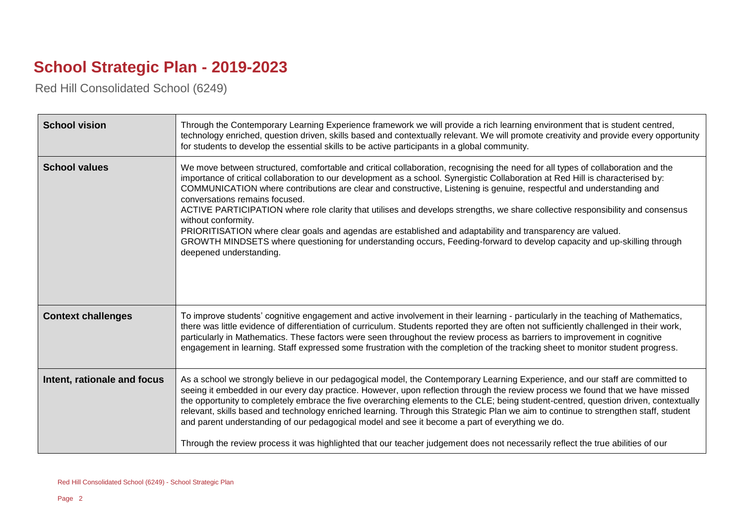# School Strategic Plan - 2019-2023

Red Hill Consolidated School (6249)

| | |
|---|---|
| **School vision** | Through the Contemporary Learning Experience framework we will provide a rich learning environment that is student centred, technology enriched, question driven, skills based and contextually relevant. We will promote creativity and provide every opportunity for students to develop the essential skills to be active participants in a global community. |
| **School values** | We move between structured, comfortable and critical collaboration, recognising the need for all types of collaboration and the importance of critical collaboration to our development as a school. Synergistic Collaboration at Red Hill is characterised by:<br>COMMUNICATION where contributions are clear and constructive, Listening is genuine, respectful and understanding and conversations remains focused.<br>ACTIVE PARTICIPATION where role clarity that utilises and develops strengths, we share collective responsibility and consensus without conformity.<br>PRIORITISATION where clear goals and agendas are established and adaptability and transparency are valued.<br>GROWTH MINDSETS where questioning for understanding occurs, Feeding-forward to develop capacity and up-skilling through deepened understanding. |
| **Context challenges** | To improve students' cognitive engagement and active involvement in their learning - particularly in the teaching of Mathematics, there was little evidence of differentiation of curriculum. Students reported they are often not sufficiently challenged in their work, particularly in Mathematics. These factors were seen throughout the review process as barriers to improvement in cognitive engagement in learning. Staff expressed some frustration with the completion of the tracking sheet to monitor student progress. |
| **Intent, rationale and focus** | As a school we strongly believe in our pedagogical model, the Contemporary Learning Experience, and our staff are committed to seeing it embedded in our every day practice. However, upon reflection through the review process we found that we have missed the opportunity to completely embrace the five overarching elements to the CLE; being student-centred, question driven, contextually relevant, skills based and technology enriched learning. Through this Strategic Plan we aim to continue to strengthen staff, student and parent understanding of our pedagogical model and see it become a part of everything we do.<br><br>Through the review process it was highlighted that our teacher judgement does not necessarily reflect the true abilities of our |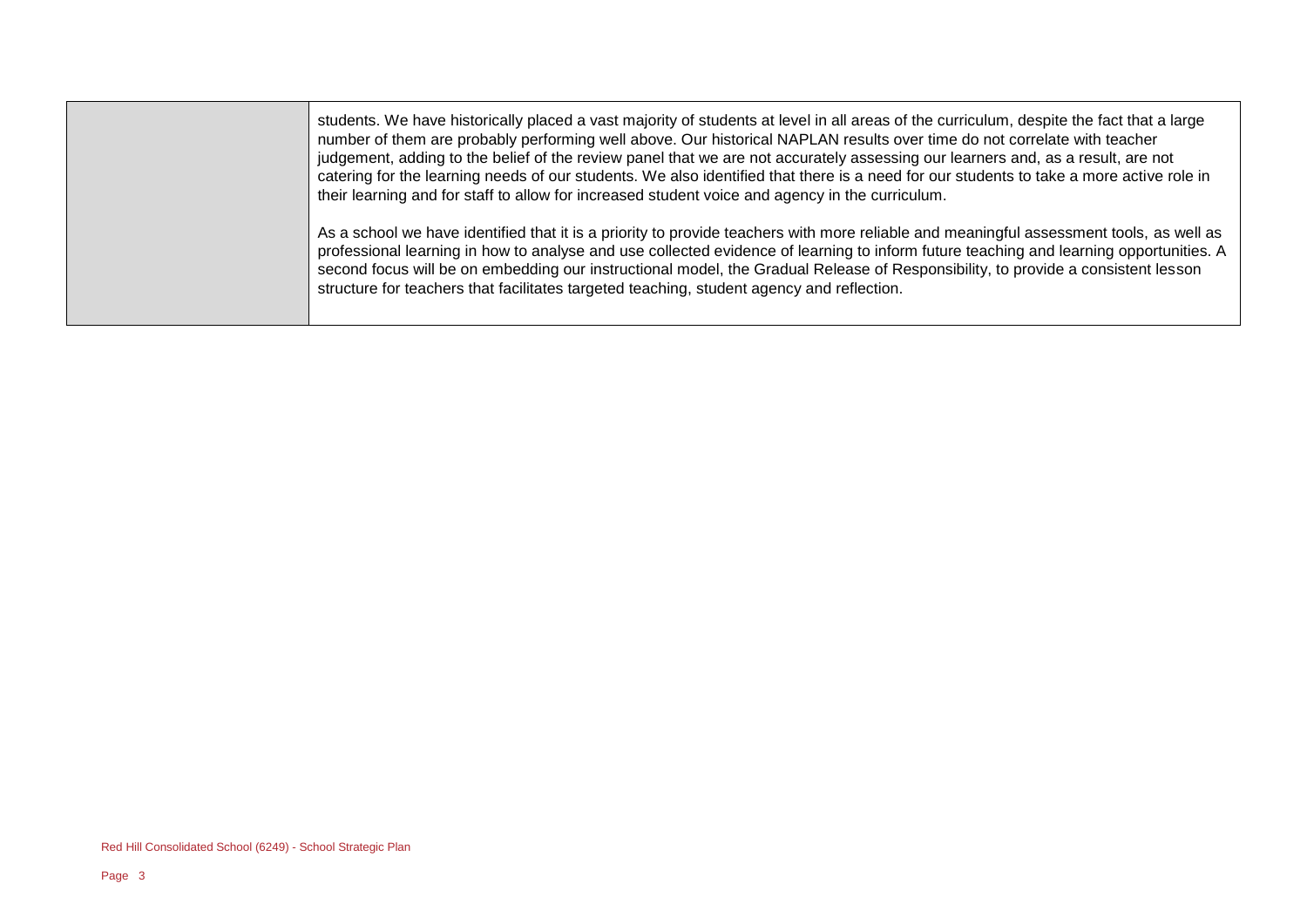| | |
|---|---|
| | students. We have historically placed a vast majority of students at level in all areas of the curriculum, despite the fact that a large number of them are probably performing well above. Our historical NAPLAN results over time do not correlate with teacher judgement, adding to the belief of the review panel that we are not accurately assessing our learners and, as a result, are not catering for the learning needs of our students. We also identified that there is a need for our students to take a more active role in their learning and for staff to allow for increased student voice and agency in the curriculum.<br><br>As a school we have identified that it is a priority to provide teachers with more reliable and meaningful assessment tools, as well as professional learning in how to analyse and use collected evidence of learning to inform future teaching and learning opportunities. A second focus will be on embedding our instructional model, the Gradual Release of Responsibility, to provide a consistent lesson structure for teachers that facilitates targeted teaching, student agency and reflection. |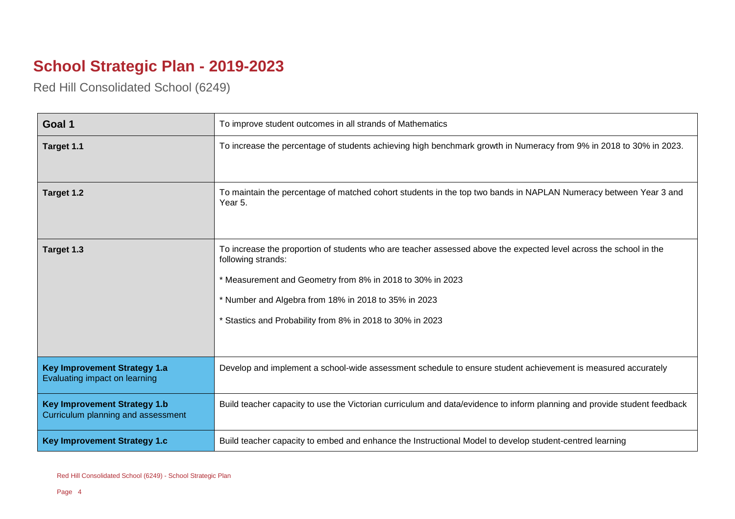# School Strategic Plan - 2019-2023

Red Hill Consolidated School (6249)

| Goal 1 | To improve student outcomes in all strands of Mathematics |
|---|---|
| Target 1.1 | To increase the percentage of students achieving high benchmark growth in Numeracy from 9% in 2018 to 30% in 2023. |
| Target 1.2 | To maintain the percentage of matched cohort students in the top two bands in NAPLAN Numeracy between Year 3 and Year 5. |
| Target 1.3 | To increase the proportion of students who are teacher assessed above the expected level across the school in the following strands:<br><br>* Measurement and Geometry from 8% in 2018 to 30% in 2023<br><br>* Number and Algebra from 18% in 2018 to 35% in 2023<br><br>* Stastics and Probability from 8% in 2018 to 30% in 2023 |
| **Key Improvement Strategy 1.a**<br>Evaluating impact on learning | Develop and implement a school-wide assessment schedule to ensure student achievement is measured accurately |
| **Key Improvement Strategy 1.b**<br>Curriculum planning and assessment | Build teacher capacity to use the Victorian curriculum and data/evidence to inform planning and provide student feedback |
| **Key Improvement Strategy 1.c** | Build teacher capacity to embed and enhance the Instructional Model to develop student-centred learning |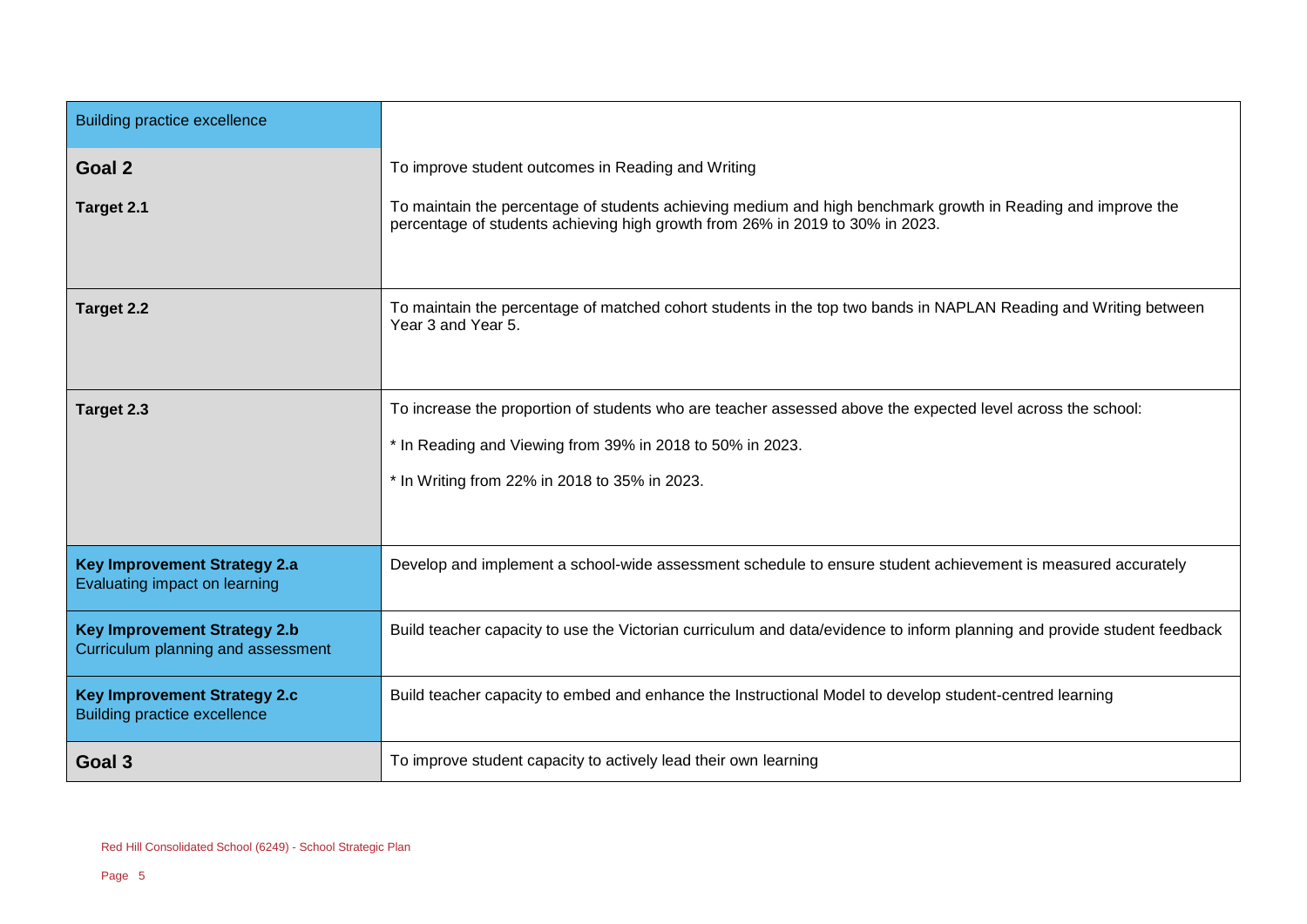| Building practice excellence | |
| --- | --- |
| **Goal 2** | To improve student outcomes in Reading and Writing |
| **Target 2.1** | To maintain the percentage of students achieving medium and high benchmark growth in Reading and improve the percentage of students achieving high growth from 26% in 2019 to 30% in 2023. |
| **Target 2.2** | To maintain the percentage of matched cohort students in the top two bands in NAPLAN Reading and Writing between Year 3 and Year 5. |
| **Target 2.3** | To increase the proportion of students who are teacher assessed above the expected level across the school:<br><br>* In Reading and Viewing from 39% in 2018 to 50% in 2023.<br><br>* In Writing from 22% in 2018 to 35% in 2023. |
| **Key Improvement Strategy 2.a**<br>Evaluating impact on learning | Develop and implement a school-wide assessment schedule to ensure student achievement is measured accurately |
| **Key Improvement Strategy 2.b**<br>Curriculum planning and assessment | Build teacher capacity to use the Victorian curriculum and data/evidence to inform planning and provide student feedback |
| **Key Improvement Strategy 2.c**<br>Building practice excellence | Build teacher capacity to embed and enhance the Instructional Model to develop student-centred learning |
| **Goal 3** | To improve student capacity to actively lead their own learning |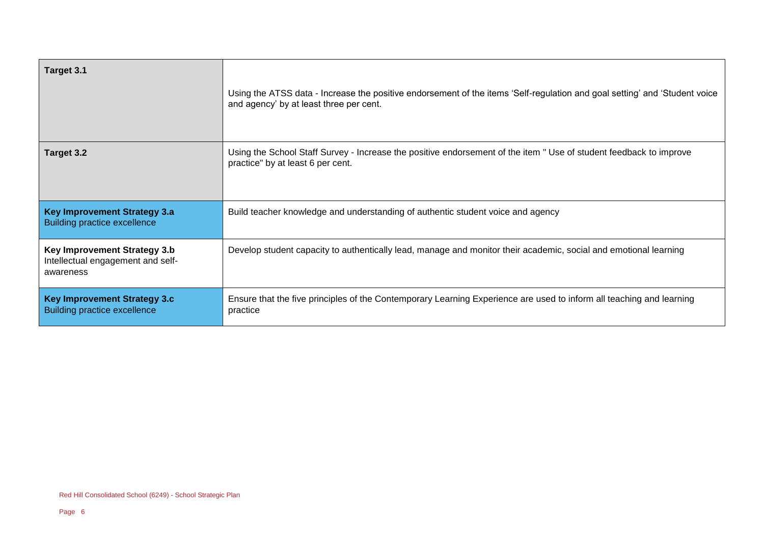| | |
|---|---|
| **Target 3.1** | Using the ATSS data - Increase the positive endorsement of the items 'Self-regulation and goal setting' and 'Student voice and agency' by at least three per cent. |
| **Target 3.2** | Using the School Staff Survey - Increase the positive endorsement of the item " Use of student feedback to improve practice" by at least 6 per cent. |
| **Key Improvement Strategy 3.a** Building practice excellence | Build teacher knowledge and understanding of authentic student voice and agency |
| **Key Improvement Strategy 3.b** Intellectual engagement and self-awareness | Develop student capacity to authentically lead, manage and monitor their academic, social and emotional learning |
| **Key Improvement Strategy 3.c** Building practice excellence | Ensure that the five principles of the Contemporary Learning Experience are used to inform all teaching and learning practice |